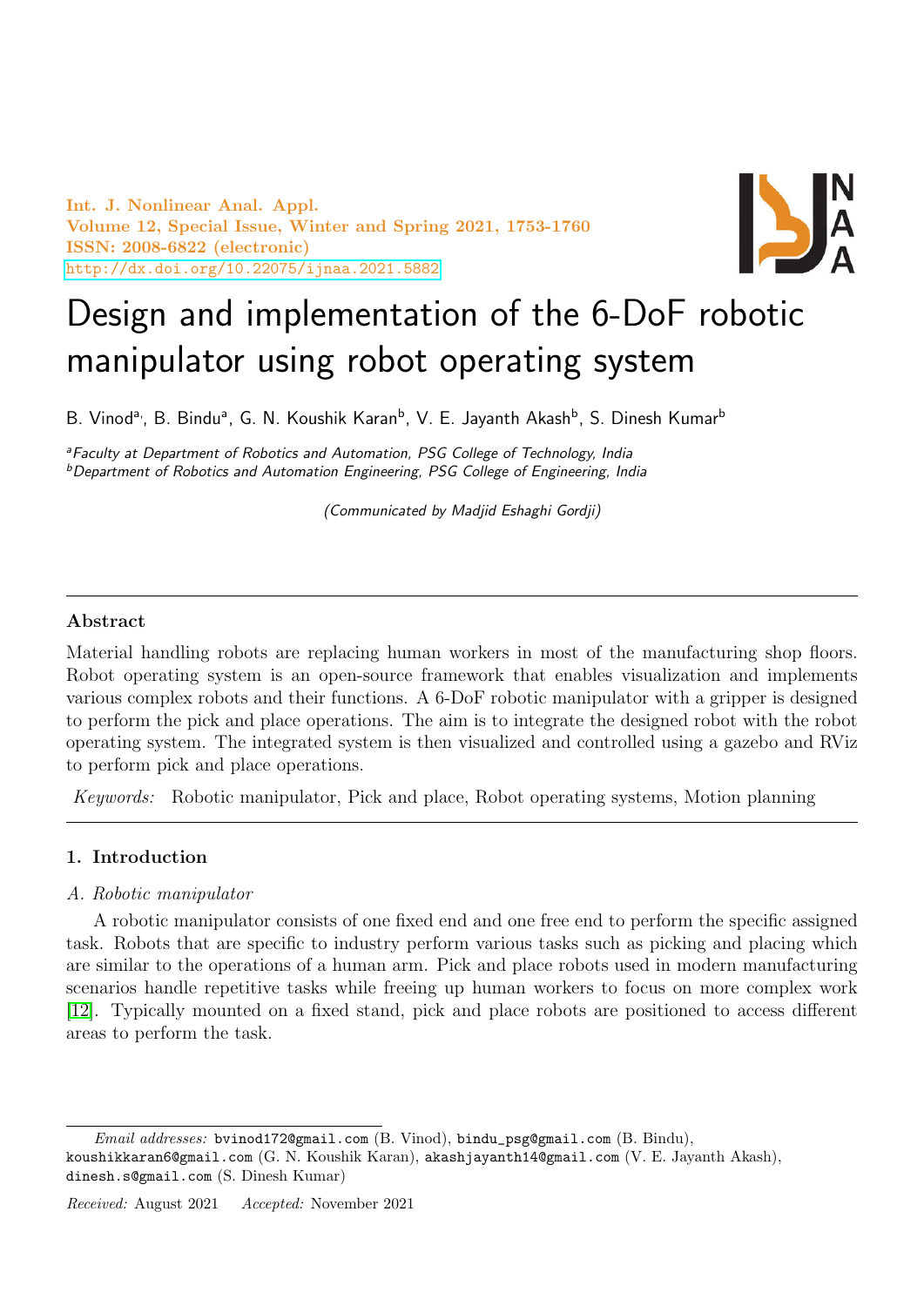Int. J. Nonlinear Anal. Appl.
Volume 12, Special Issue, Winter and Spring 2021, 1753-1760
ISSN: 2008-6822 (electronic)
http://dx.doi.org/10.22075/ijnaa.2021.5882

# Design and implementation of the 6-DoF robotic manipulator using robot operating system

B. Vinod[a], B. Bindu[a], G. N. Koushik Karan[b], V. E. Jayanth Akash[b], S. Dinesh Kumar[b]

[a]*Faculty at Department of Robotics and Automation, PSG College of Technology, India*
[b]*Department of Robotics and Automation Engineering, PSG College of Engineering, India*

*(Communicated by Madjid Eshaghi Gordji)*

---

**Abstract**

Material handling robots are replacing human workers in most of the manufacturing shop floors. Robot operating system is an open-source framework that enables visualization and implements various complex robots and their functions. A 6-DoF robotic manipulator with a gripper is designed to perform the pick and place operations. The aim is to integrate the designed robot with the robot operating system. The integrated system is then visualized and controlled using a gazebo and RViz to perform pick and place operations.

*Keywords:* Robotic manipulator, Pick and place, Robot operating systems, Motion planning

---

## 1. Introduction

*A. Robotic manipulator*

A robotic manipulator consists of one fixed end and one free end to perform the specific assigned task. Robots that are specific to industry perform various tasks such as picking and placing which are similar to the operations of a human arm. Pick and place robots used in modern manufacturing scenarios handle repetitive tasks while freeing up human workers to focus on more complex work [12]. Typically mounted on a fixed stand, pick and place robots are positioned to access different areas to perform the task.

*Email addresses:* bvinod172@gmail.com (B. Vinod), bindu_psg@gmail.com (B. Bindu), koushikkaran6@gmail.com (G. N. Koushik Karan), akashjayanth14@gmail.com (V. E. Jayanth Akash), dinesh.s@gmail.com (S. Dinesh Kumar)

*Received:* August 2021 *Accepted:* November 2021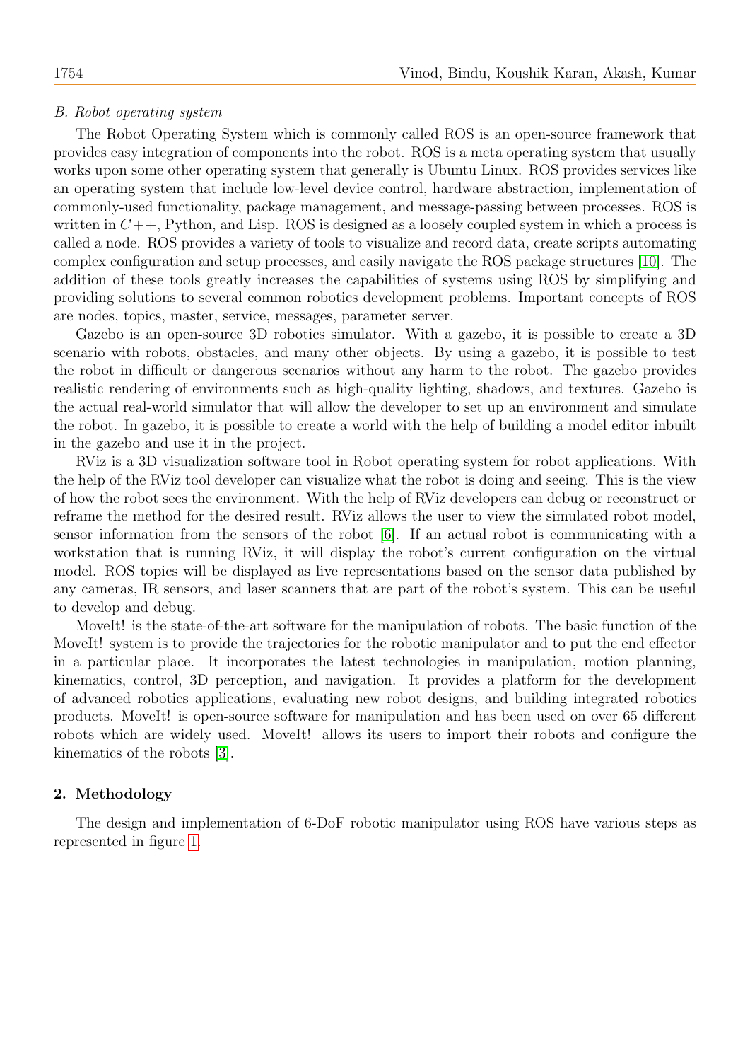*B. Robot operating system*

The Robot Operating System which is commonly called ROS is an open-source framework that provides easy integration of components into the robot. ROS is a meta operating system that usually works upon some other operating system that generally is Ubuntu Linux. ROS provides services like an operating system that include low-level device control, hardware abstraction, implementation of commonly-used functionality, package management, and message-passing between processes. ROS is written in $C$++, Python, and Lisp. ROS is designed as a loosely coupled system in which a process is called a node. ROS provides a variety of tools to visualize and record data, create scripts automating complex configuration and setup processes, and easily navigate the ROS package structures [10]. The addition of these tools greatly increases the capabilities of systems using ROS by simplifying and providing solutions to several common robotics development problems. Important concepts of ROS are nodes, topics, master, service, messages, parameter server.

Gazebo is an open-source 3D robotics simulator. With a gazebo, it is possible to create a 3D scenario with robots, obstacles, and many other objects. By using a gazebo, it is possible to test the robot in difficult or dangerous scenarios without any harm to the robot. The gazebo provides realistic rendering of environments such as high-quality lighting, shadows, and textures. Gazebo is the actual real-world simulator that will allow the developer to set up an environment and simulate the robot. In gazebo, it is possible to create a world with the help of building a model editor inbuilt in the gazebo and use it in the project.

RViz is a 3D visualization software tool in Robot operating system for robot applications. With the help of the RViz tool developer can visualize what the robot is doing and seeing. This is the view of how the robot sees the environment. With the help of RViz developers can debug or reconstruct or reframe the method for the desired result. RViz allows the user to view the simulated robot model, sensor information from the sensors of the robot [6]. If an actual robot is communicating with a workstation that is running RViz, it will display the robot's current configuration on the virtual model. ROS topics will be displayed as live representations based on the sensor data published by any cameras, IR sensors, and laser scanners that are part of the robot's system. This can be useful to develop and debug.

MoveIt! is the state-of-the-art software for the manipulation of robots. The basic function of the MoveIt! system is to provide the trajectories for the robotic manipulator and to put the end effector in a particular place. It incorporates the latest technologies in manipulation, motion planning, kinematics, control, 3D perception, and navigation. It provides a platform for the development of advanced robotics applications, evaluating new robot designs, and building integrated robotics products. MoveIt! is open-source software for manipulation and has been used on over 65 different robots which are widely used. MoveIt! allows its users to import their robots and configure the kinematics of the robots [3].

## 2. Methodology

The design and implementation of 6-DoF robotic manipulator using ROS have various steps as represented in figure 1.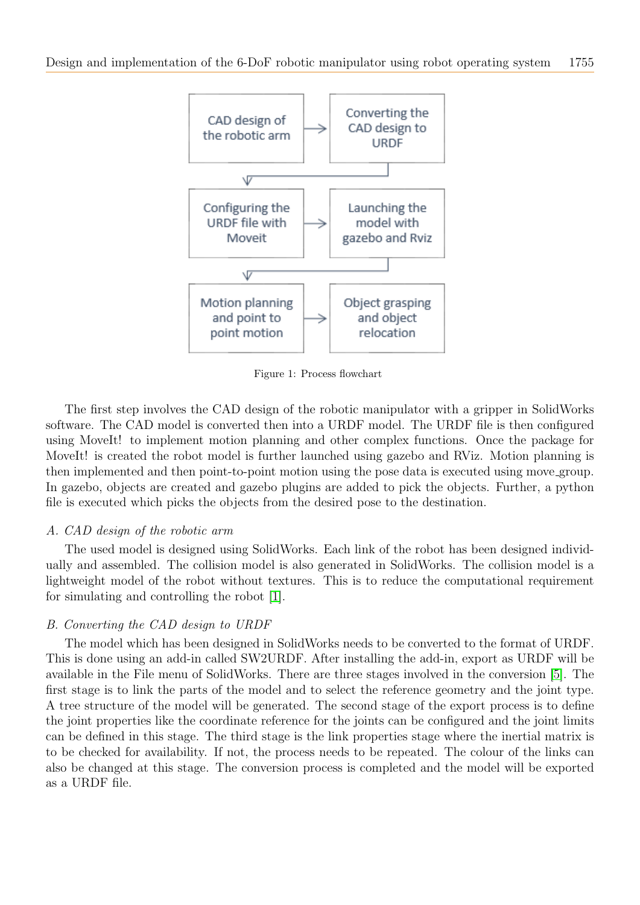Figure 1: Process flowchart

The first step involves the CAD design of the robotic manipulator with a gripper in SolidWorks software. The CAD model is converted then into a URDF model. The URDF file is then configured using MoveIt! to implement motion planning and other complex functions. Once the package for MoveIt! is created the robot model is further launched using gazebo and RViz. Motion planning is then implemented and then point-to-point motion using the pose data is executed using move_group. In gazebo, objects are created and gazebo plugins are added to pick the objects. Further, a python file is executed which picks the objects from the desired pose to the destination.

### *A. CAD design of the robotic arm*

The used model is designed using SolidWorks. Each link of the robot has been designed individually and assembled. The collision model is also generated in SolidWorks. The collision model is a lightweight model of the robot without textures. This is to reduce the computational requirement for simulating and controlling the robot [1].

### *B. Converting the CAD design to URDF*

The model which has been designed in SolidWorks needs to be converted to the format of URDF. This is done using an add-in called SW2URDF. After installing the add-in, export as URDF will be available in the File menu of SolidWorks. There are three stages involved in the conversion [5]. The first stage is to link the parts of the model and to select the reference geometry and the joint type. A tree structure of the model will be generated. The second stage of the export process is to define the joint properties like the coordinate reference for the joints can be configured and the joint limits can be defined in this stage. The third stage is the link properties stage where the inertial matrix is to be checked for availability. If not, the process needs to be repeated. The colour of the links can also be changed at this stage. The conversion process is completed and the model will be exported as a URDF file.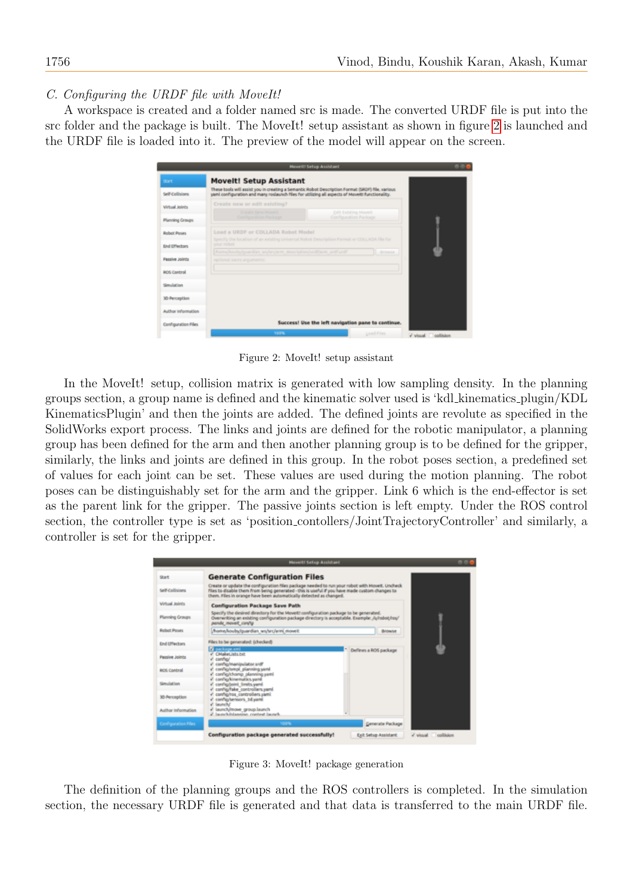### C. Configuring the URDF file with MoveIt!

A workspace is created and a folder named src is made. The converted URDF file is put into the src folder and the package is built. The MoveIt! setup assistant as shown in figure 2 is launched and the URDF file is loaded into it. The preview of the model will appear on the screen.

Figure 2: MoveIt! setup assistant

In the MoveIt! setup, collision matrix is generated with low sampling density. In the planning groups section, a group name is defined and the kinematic solver used is 'kdl_kinematics_plugin/KDL KinematicsPlugin' and then the joints are added. The defined joints are revolute as specified in the SolidWorks export process. The links and joints are defined for the robotic manipulator, a planning group has been defined for the arm and then another planning group is to be defined for the gripper, similarly, the links and joints are defined in this group. In the robot poses section, a predefined set of values for each joint can be set. These values are used during the motion planning. The robot poses can be distinguishably set for the arm and the gripper. Link 6 which is the end-effector is set as the parent link for the gripper. The passive joints section is left empty. Under the ROS control section, the controller type is set as 'position_contollers/JointTrajectoryController' and similarly, a controller is set for the gripper.

Figure 3: MoveIt! package generation

The definition of the planning groups and the ROS controllers is completed. In the simulation section, the necessary URDF file is generated and that data is transferred to the main URDF file.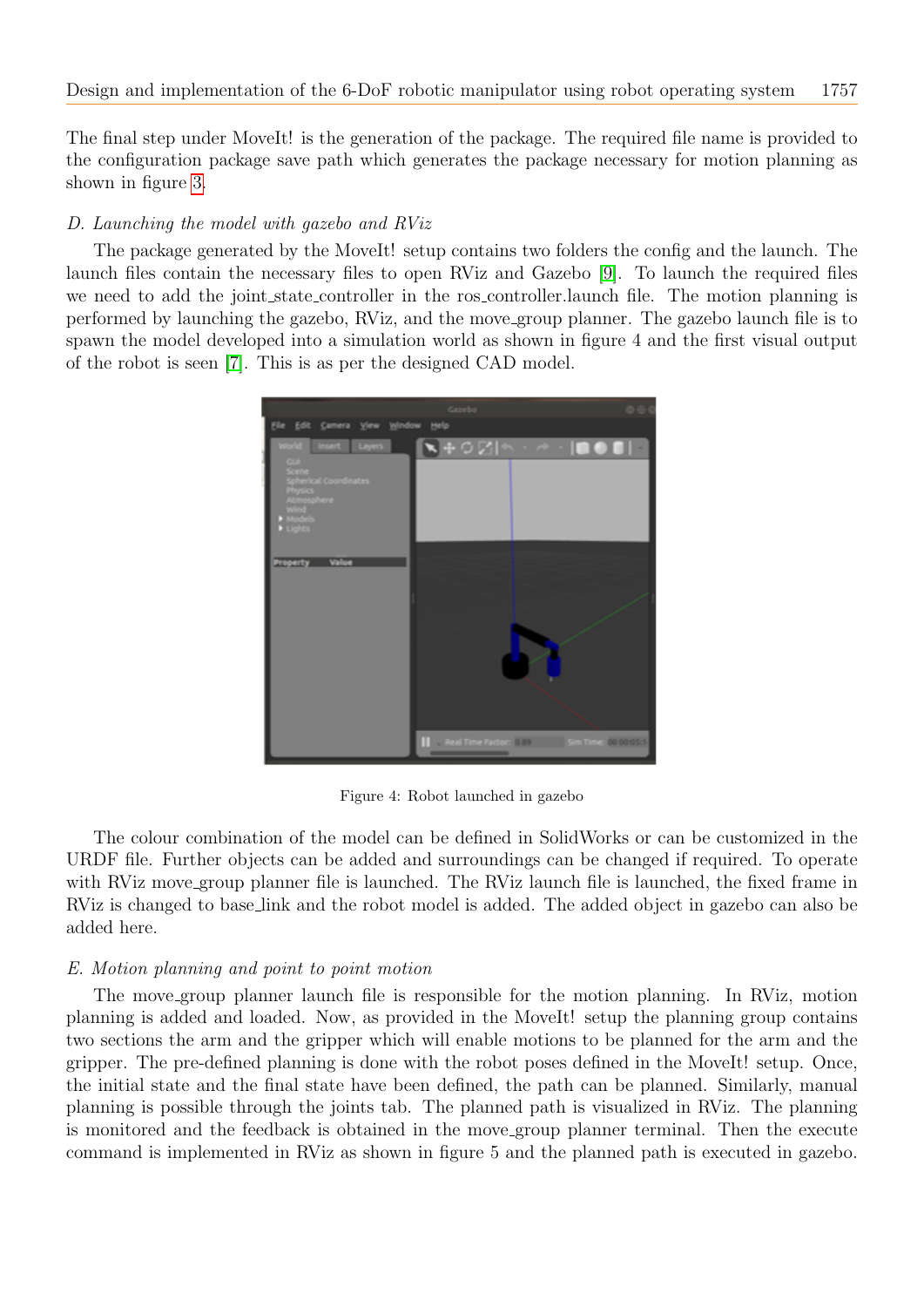The final step under MoveIt! is the generation of the package. The required file name is provided to the configuration package save path which generates the package necessary for motion planning as shown in figure 3.

*D. Launching the model with gazebo and RViz*

The package generated by the MoveIt! setup contains two folders the config and the launch. The launch files contain the necessary files to open RViz and Gazebo [9]. To launch the required files we need to add the joint_state_controller in the ros_controller.launch file. The motion planning is performed by launching the gazebo, RViz, and the move_group planner. The gazebo launch file is to spawn the model developed into a simulation world as shown in figure 4 and the first visual output of the robot is seen [7]. This is as per the designed CAD model.

Figure 4: Robot launched in gazebo

The colour combination of the model can be defined in SolidWorks or can be customized in the URDF file. Further objects can be added and surroundings can be changed if required. To operate with RViz move_group planner file is launched. The RViz launch file is launched, the fixed frame in RViz is changed to base_link and the robot model is added. The added object in gazebo can also be added here.

*E. Motion planning and point to point motion*

The move_group planner launch file is responsible for the motion planning. In RViz, motion planning is added and loaded. Now, as provided in the MoveIt! setup the planning group contains two sections the arm and the gripper which will enable motions to be planned for the arm and the gripper. The pre-defined planning is done with the robot poses defined in the MoveIt! setup. Once, the initial state and the final state have been defined, the path can be planned. Similarly, manual planning is possible through the joints tab. The planned path is visualized in RViz. The planning is monitored and the feedback is obtained in the move_group planner terminal. Then the execute command is implemented in RViz as shown in figure 5 and the planned path is executed in gazebo.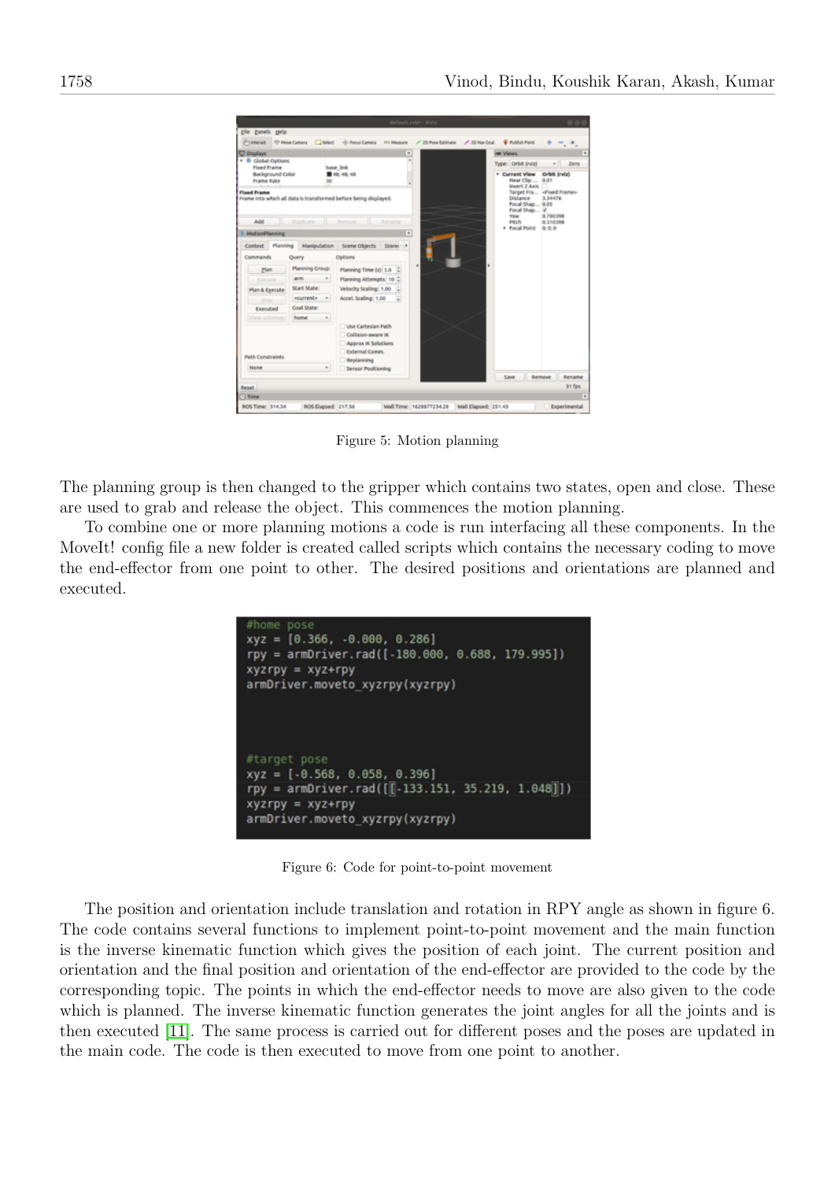Figure 5: Motion planning

The planning group is then changed to the gripper which contains two states, open and close. These are used to grab and release the object. This commences the motion planning.

To combine one or more planning motions a code is run interfacing all these components. In the MoveIt! config file a new folder is created called scripts which contains the necessary coding to move the end-effector from one point to other. The desired positions and orientations are planned and executed.

```
#home pose
xyz = [0.366, -0.000, 0.286]
rpy = armDriver.rad([-180.000, 0.688, 179.995])
xyzrpy = xyz+rpy
armDriver.moveto_xyzrpy(xyzrpy)



#target pose
xyz = [-0.568, 0.058, 0.396]
rpy = armDriver.rad([[-133.151, 35.219, 1.048]])
xyzrpy = xyz+rpy
armDriver.moveto_xyzrpy(xyzrpy)
```

Figure 6: Code for point-to-point movement

The position and orientation include translation and rotation in RPY angle as shown in figure 6. The code contains several functions to implement point-to-point movement and the main function is the inverse kinematic function which gives the position of each joint. The current position and orientation and the final position and orientation of the end-effector are provided to the code by the corresponding topic. The points in which the end-effector needs to move are also given to the code which is planned. The inverse kinematic function generates the joint angles for all the joints and is then executed [11]. The same process is carried out for different poses and the poses are updated in the main code. The code is then executed to move from one point to another.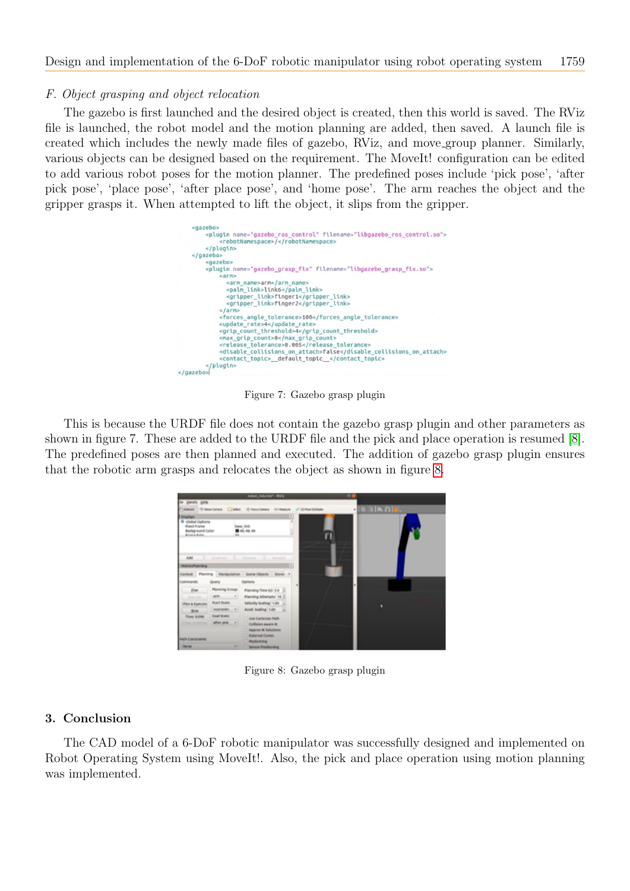### F. Object grasping and object relocation

The gazebo is first launched and the desired object is created, then this world is saved. The RViz file is launched, the robot model and the motion planning are added, then saved. A launch file is created which includes the newly made files of gazebo, RViz, and move_group planner. Similarly, various objects can be designed based on the requirement. The MoveIt! configuration can be edited to add various robot poses for the motion planner. The predefined poses include 'pick pose', 'after pick pose', 'place pose', 'after place pose', and 'home pose'. The arm reaches the object and the gripper grasps it. When attempted to lift the object, it slips from the gripper.

```
<gazebo>
    <plugin name="gazebo_ros_control" filename="libgazebo_ros_control.so">
        <robotNamespace>/</robotNamespace>
    </plugin>
</gazebo>
    <gazebo>
    <plugin name="gazebo_grasp_fix" filename="libgazebo_grasp_fix.so">
        <arm>
          <arm_name>arm</arm_name>
          <palm_link>link6</palm_link>
          <gripper_link>finger1</gripper_link>
          <gripper_link>finger2</gripper_link>
        </arm>
        <forces_angle_tolerance>100</forces_angle_tolerance>
        <update_rate>4</update_rate>
        <grip_count_threshold>4</grip_count_threshold>
        <max_grip_count>8</max_grip_count>
        <release_tolerance>0.005</release_tolerance>
        <disable_collisions_on_attach>false</disable_collisions_on_attach>
        <contact_topic>__default_topic__</contact_topic>
    </plugin>
</gazebo>
```

Figure 7: Gazebo grasp plugin

This is because the URDF file does not contain the gazebo grasp plugin and other parameters as shown in figure 7. These are added to the URDF file and the pick and place operation is resumed [8]. The predefined poses are then planned and executed. The addition of gazebo grasp plugin ensures that the robotic arm grasps and relocates the object as shown in figure 8.

Figure 8: Gazebo grasp plugin

## 3. Conclusion

The CAD model of a 6-DoF robotic manipulator was successfully designed and implemented on Robot Operating System using MoveIt!. Also, the pick and place operation using motion planning was implemented.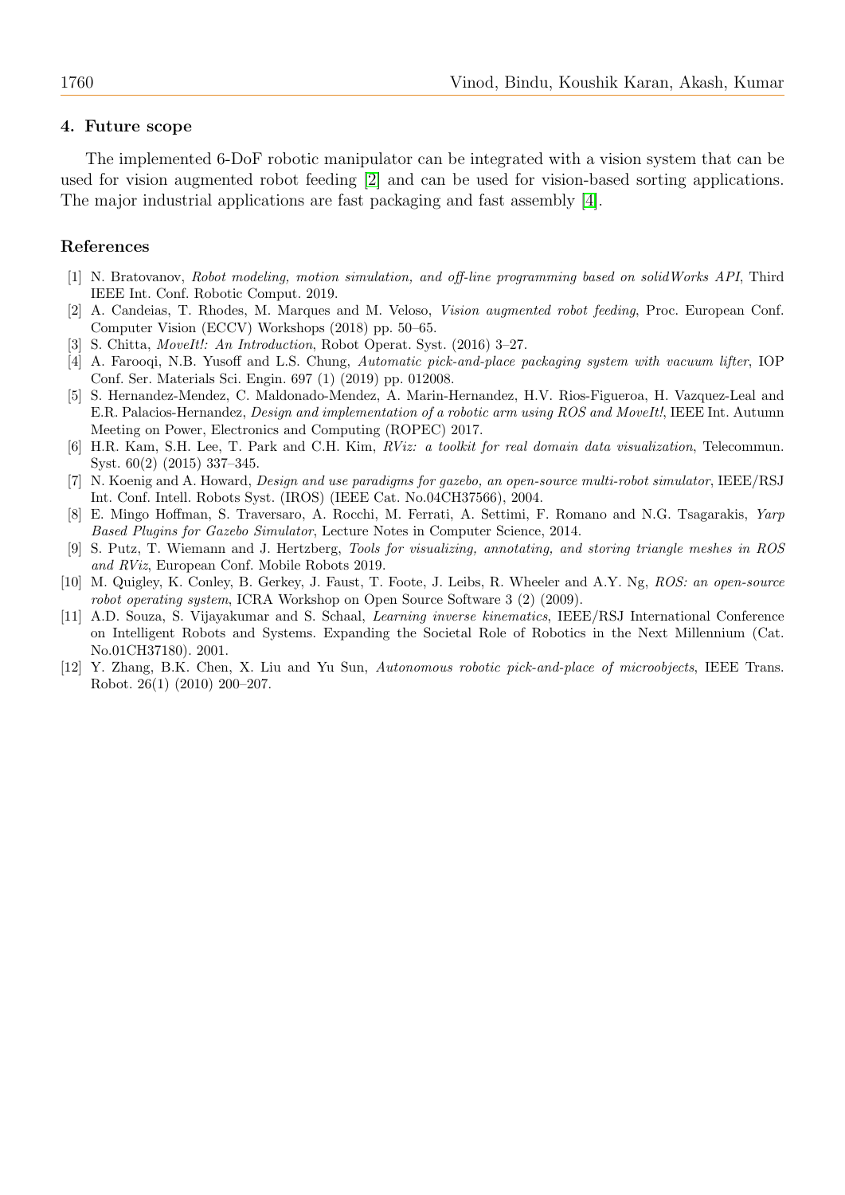## 4. Future scope

The implemented 6-DoF robotic manipulator can be integrated with a vision system that can be used for vision augmented robot feeding [2] and can be used for vision-based sorting applications. The major industrial applications are fast packaging and fast assembly [4].

## References

[1] N. Bratovanov, *Robot modeling, motion simulation, and off-line programming based on solidWorks API*, Third IEEE Int. Conf. Robotic Comput. 2019.

[2] A. Candeias, T. Rhodes, M. Marques and M. Veloso, *Vision augmented robot feeding*, Proc. European Conf. Computer Vision (ECCV) Workshops (2018) pp. 50–65.

[3] S. Chitta, *MoveIt!: An Introduction*, Robot Operat. Syst. (2016) 3–27.

[4] A. Farooqi, N.B. Yusoff and L.S. Chung, *Automatic pick-and-place packaging system with vacuum lifter*, IOP Conf. Ser. Materials Sci. Engin. 697 (1) (2019) pp. 012008.

[5] S. Hernandez-Mendez, C. Maldonado-Mendez, A. Marin-Hernandez, H.V. Rios-Figueroa, H. Vazquez-Leal and E.R. Palacios-Hernandez, *Design and implementation of a robotic arm using ROS and MoveIt!*, IEEE Int. Autumn Meeting on Power, Electronics and Computing (ROPEC) 2017.

[6] H.R. Kam, S.H. Lee, T. Park and C.H. Kim, *RViz: a toolkit for real domain data visualization*, Telecommun. Syst. 60(2) (2015) 337–345.

[7] N. Koenig and A. Howard, *Design and use paradigms for gazebo, an open-source multi-robot simulator*, IEEE/RSJ Int. Conf. Intell. Robots Syst. (IROS) (IEEE Cat. No.04CH37566), 2004.

[8] E. Mingo Hoffman, S. Traversaro, A. Rocchi, M. Ferrati, A. Settimi, F. Romano and N.G. Tsagarakis, *Yarp Based Plugins for Gazebo Simulator*, Lecture Notes in Computer Science, 2014.

[9] S. Putz, T. Wiemann and J. Hertzberg, *Tools for visualizing, annotating, and storing triangle meshes in ROS and RViz*, European Conf. Mobile Robots 2019.

[10] M. Quigley, K. Conley, B. Gerkey, J. Faust, T. Foote, J. Leibs, R. Wheeler and A.Y. Ng, *ROS: an open-source robot operating system*, ICRA Workshop on Open Source Software 3 (2) (2009).

[11] A.D. Souza, S. Vijayakumar and S. Schaal, *Learning inverse kinematics*, IEEE/RSJ International Conference on Intelligent Robots and Systems. Expanding the Societal Role of Robotics in the Next Millennium (Cat. No.01CH37180). 2001.

[12] Y. Zhang, B.K. Chen, X. Liu and Yu Sun, *Autonomous robotic pick-and-place of microobjects*, IEEE Trans. Robot. 26(1) (2010) 200–207.